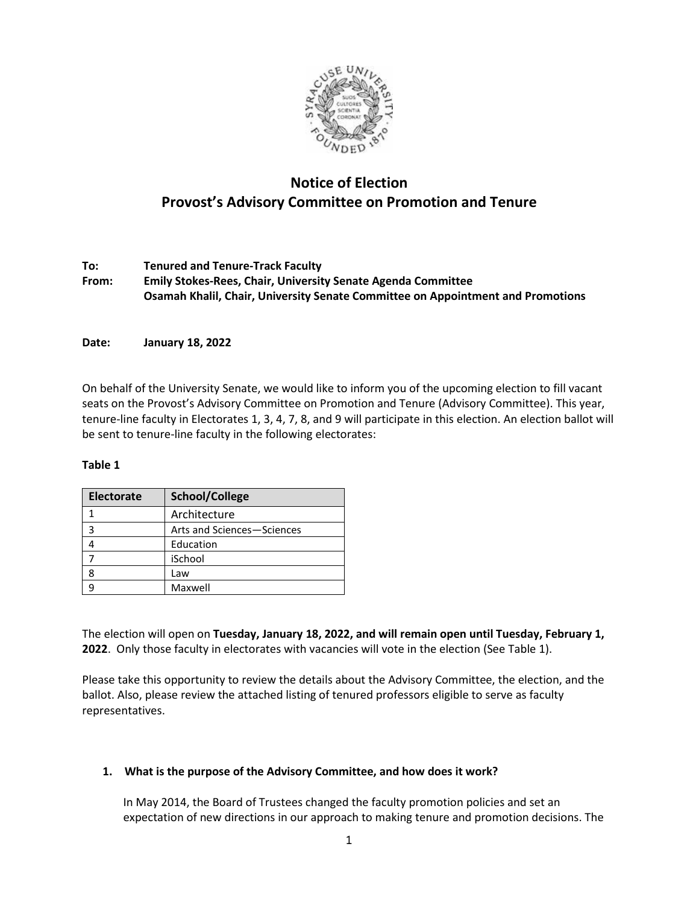# Notice of Election
# Provost's Advisory Committee on Promotion and Tenure

**To:** **Tenured and Tenure-Track Faculty**
**From:** **Emily Stokes-Rees, Chair, University Senate Agenda Committee**
**Osamah Khalil, Chair, University Senate Committee on Appointment and Promotions**

**Date:** **January 18, 2022**

On behalf of the University Senate, we would like to inform you of the upcoming election to fill vacant seats on the Provost's Advisory Committee on Promotion and Tenure (Advisory Committee). This year, tenure-line faculty in Electorates 1, 3, 4, 7, 8, and 9 will participate in this election. An election ballot will be sent to tenure-line faculty in the following electorates:

**Table 1**

| Electorate | School/College |
| --- | --- |
| 1 | Architecture |
| 3 | Arts and Sciences—Sciences |
| 4 | Education |
| 7 | iSchool |
| 8 | Law |
| 9 | Maxwell |

The election will open on **Tuesday, January 18, 2022, and will remain open until Tuesday, February 1, 2022**. Only those faculty in electorates with vacancies will vote in the election (See Table 1).

Please take this opportunity to review the details about the Advisory Committee, the election, and the ballot. Also, please review the attached listing of tenured professors eligible to serve as faculty representatives.

1. **What is the purpose of the Advisory Committee, and how does it work?**

   In May 2014, the Board of Trustees changed the faculty promotion policies and set an expectation of new directions in our approach to making tenure and promotion decisions. The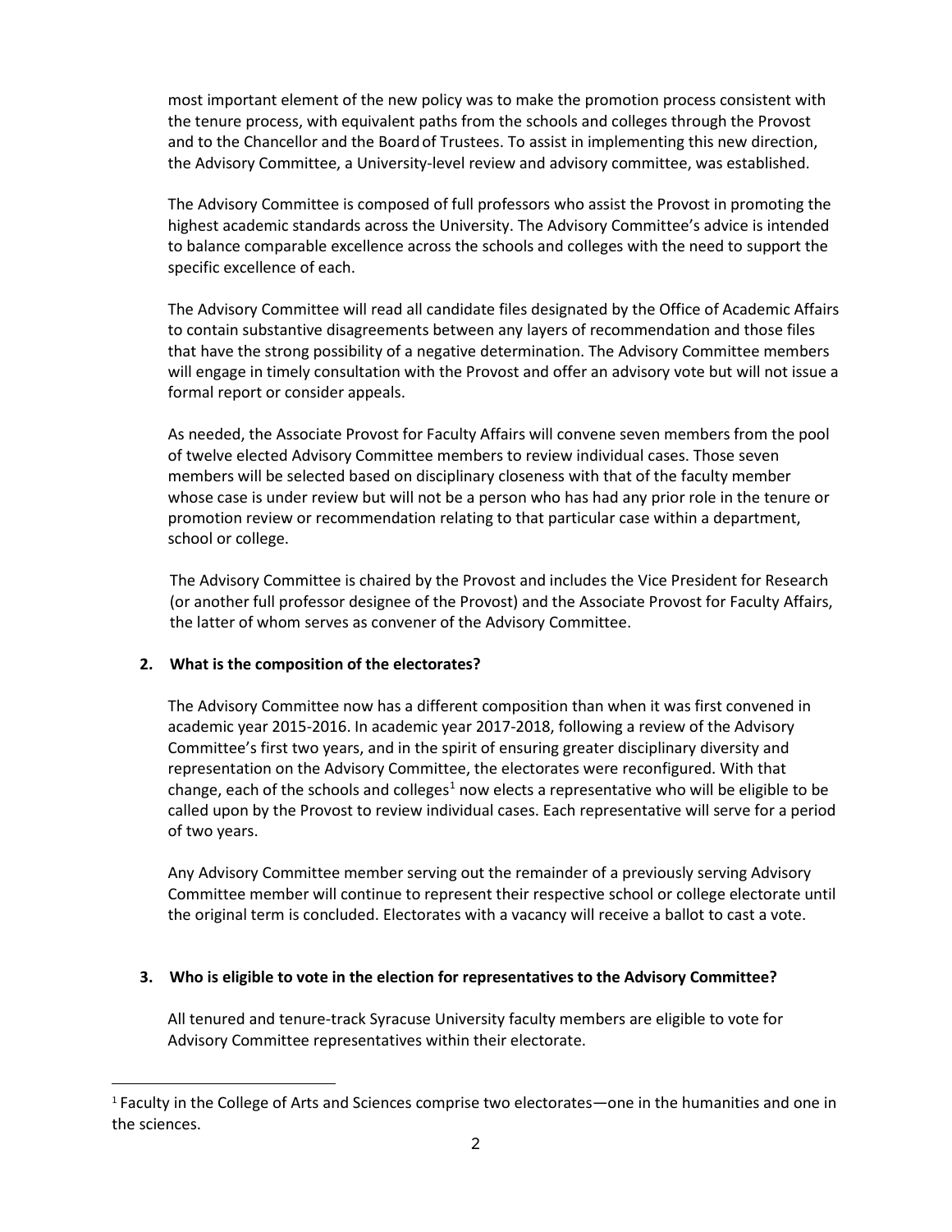most important element of the new policy was to make the promotion process consistent with the tenure process, with equivalent paths from the schools and colleges through the Provost and to the Chancellor and the Board of Trustees. To assist in implementing this new direction, the Advisory Committee, a University-level review and advisory committee, was established.

The Advisory Committee is composed of full professors who assist the Provost in promoting the highest academic standards across the University. The Advisory Committee's advice is intended to balance comparable excellence across the schools and colleges with the need to support the specific excellence of each.

The Advisory Committee will read all candidate files designated by the Office of Academic Affairs to contain substantive disagreements between any layers of recommendation and those files that have the strong possibility of a negative determination. The Advisory Committee members will engage in timely consultation with the Provost and offer an advisory vote but will not issue a formal report or consider appeals.

As needed, the Associate Provost for Faculty Affairs will convene seven members from the pool of twelve elected Advisory Committee members to review individual cases. Those seven members will be selected based on disciplinary closeness with that of the faculty member whose case is under review but will not be a person who has had any prior role in the tenure or promotion review or recommendation relating to that particular case within a department, school or college.

The Advisory Committee is chaired by the Provost and includes the Vice President for Research (or another full professor designee of the Provost) and the Associate Provost for Faculty Affairs, the latter of whom serves as convener of the Advisory Committee.

### 2. What is the composition of the electorates?

The Advisory Committee now has a different composition than when it was first convened in academic year 2015-2016. In academic year 2017-2018, following a review of the Advisory Committee's first two years, and in the spirit of ensuring greater disciplinary diversity and representation on the Advisory Committee, the electorates were reconfigured. With that change, each of the schools and colleges[1] now elects a representative who will be eligible to be called upon by the Provost to review individual cases. Each representative will serve for a period of two years.

Any Advisory Committee member serving out the remainder of a previously serving Advisory Committee member will continue to represent their respective school or college electorate until the original term is concluded. Electorates with a vacancy will receive a ballot to cast a vote.

### 3. Who is eligible to vote in the election for representatives to the Advisory Committee?

All tenured and tenure-track Syracuse University faculty members are eligible to vote for Advisory Committee representatives within their electorate.

[1] Faculty in the College of Arts and Sciences comprise two electorates—one in the humanities and one in the sciences.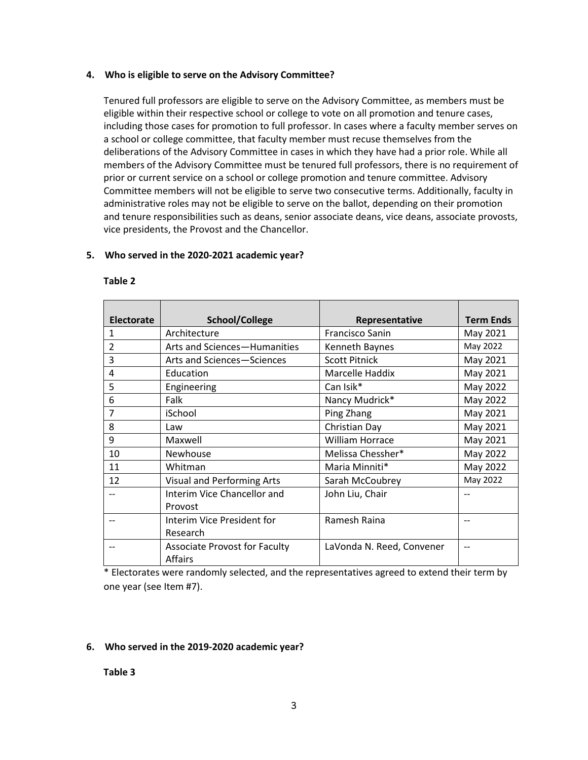## 4. Who is eligible to serve on the Advisory Committee?

Tenured full professors are eligible to serve on the Advisory Committee, as members must be eligible within their respective school or college to vote on all promotion and tenure cases, including those cases for promotion to full professor. In cases where a faculty member serves on a school or college committee, that faculty member must recuse themselves from the deliberations of the Advisory Committee in cases in which they have had a prior role. While all members of the Advisory Committee must be tenured full professors, there is no requirement of prior or current service on a school or college promotion and tenure committee. Advisory Committee members will not be eligible to serve two consecutive terms. Additionally, faculty in administrative roles may not be eligible to serve on the ballot, depending on their promotion and tenure responsibilities such as deans, senior associate deans, vice deans, associate provosts, vice presidents, the Provost and the Chancellor.

## 5. Who served in the 2020-2021 academic year?

**Table 2**

| Electorate | School/College | Representative | Term Ends |
|---|---|---|---|
| 1 | Architecture | Francisco Sanin | May 2021 |
| 2 | Arts and Sciences—Humanities | Kenneth Baynes | May 2022 |
| 3 | Arts and Sciences—Sciences | Scott Pitnick | May 2021 |
| 4 | Education | Marcelle Haddix | May 2021 |
| 5 | Engineering | Can Isik* | May 2022 |
| 6 | Falk | Nancy Mudrick* | May 2022 |
| 7 | iSchool | Ping Zhang | May 2021 |
| 8 | Law | Christian Day | May 2021 |
| 9 | Maxwell | William Horrace | May 2021 |
| 10 | Newhouse | Melissa Chessher* | May 2022 |
| 11 | Whitman | Maria Minniti* | May 2022 |
| 12 | Visual and Performing Arts | Sarah McCoubrey | May 2022 |
| -- | Interim Vice Chancellor and Provost | John Liu, Chair | -- |
| -- | Interim Vice President for Research | Ramesh Raina | -- |
| -- | Associate Provost for Faculty Affairs | LaVonda N. Reed, Convener | -- |

* Electorates were randomly selected, and the representatives agreed to extend their term by one year (see Item #7).

## 6. Who served in the 2019-2020 academic year?

**Table 3**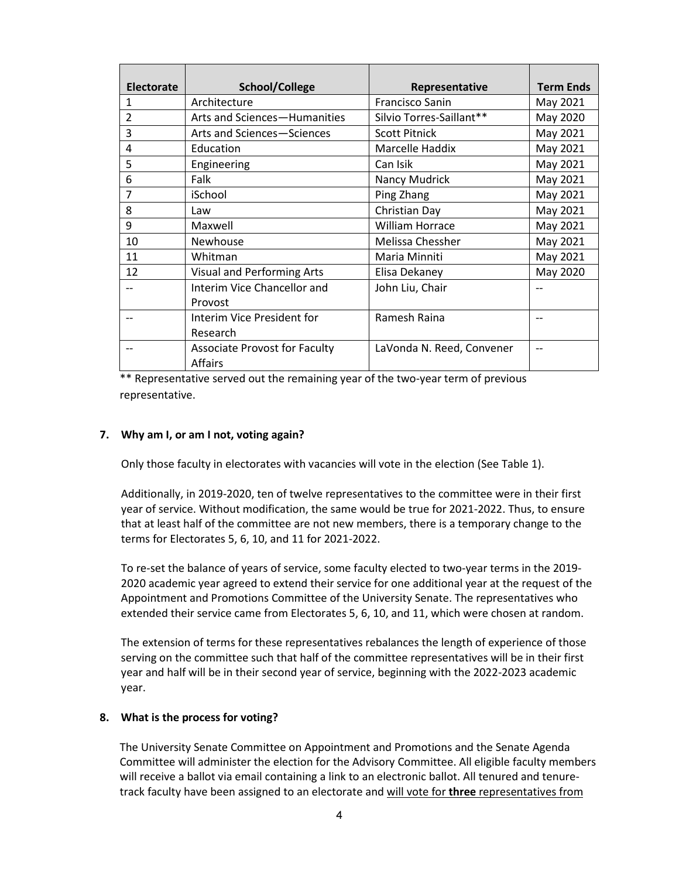| Electorate | School/College | Representative | Term Ends |
|---|---|---|---|
| 1 | Architecture | Francisco Sanin | May 2021 |
| 2 | Arts and Sciences—Humanities | Silvio Torres-Saillant** | May 2020 |
| 3 | Arts and Sciences—Sciences | Scott Pitnick | May 2021 |
| 4 | Education | Marcelle Haddix | May 2021 |
| 5 | Engineering | Can Isik | May 2021 |
| 6 | Falk | Nancy Mudrick | May 2021 |
| 7 | iSchool | Ping Zhang | May 2021 |
| 8 | Law | Christian Day | May 2021 |
| 9 | Maxwell | William Horrace | May 2021 |
| 10 | Newhouse | Melissa Chessher | May 2021 |
| 11 | Whitman | Maria Minniti | May 2021 |
| 12 | Visual and Performing Arts | Elisa Dekaney | May 2020 |
| -- | Interim Vice Chancellor and Provost | John Liu, Chair | -- |
| -- | Interim Vice President for Research | Ramesh Raina | -- |
| -- | Associate Provost for Faculty Affairs | LaVonda N. Reed, Convener | -- |

** Representative served out the remaining year of the two-year term of previous representative.

**7. Why am I, or am I not, voting again?**

Only those faculty in electorates with vacancies will vote in the election (See Table 1).

Additionally, in 2019-2020, ten of twelve representatives to the committee were in their first year of service. Without modification, the same would be true for 2021-2022. Thus, to ensure that at least half of the committee are not new members, there is a temporary change to the terms for Electorates 5, 6, 10, and 11 for 2021-2022.

To re-set the balance of years of service, some faculty elected to two-year terms in the 2019-2020 academic year agreed to extend their service for one additional year at the request of the Appointment and Promotions Committee of the University Senate. The representatives who extended their service came from Electorates 5, 6, 10, and 11, which were chosen at random.

The extension of terms for these representatives rebalances the length of experience of those serving on the committee such that half of the committee representatives will be in their first year and half will be in their second year of service, beginning with the 2022-2023 academic year.

**8. What is the process for voting?**

The University Senate Committee on Appointment and Promotions and the Senate Agenda Committee will administer the election for the Advisory Committee. All eligible faculty members will receive a ballot via email containing a link to an electronic ballot. All tenured and tenure-track faculty have been assigned to an electorate and will vote for **three** representatives from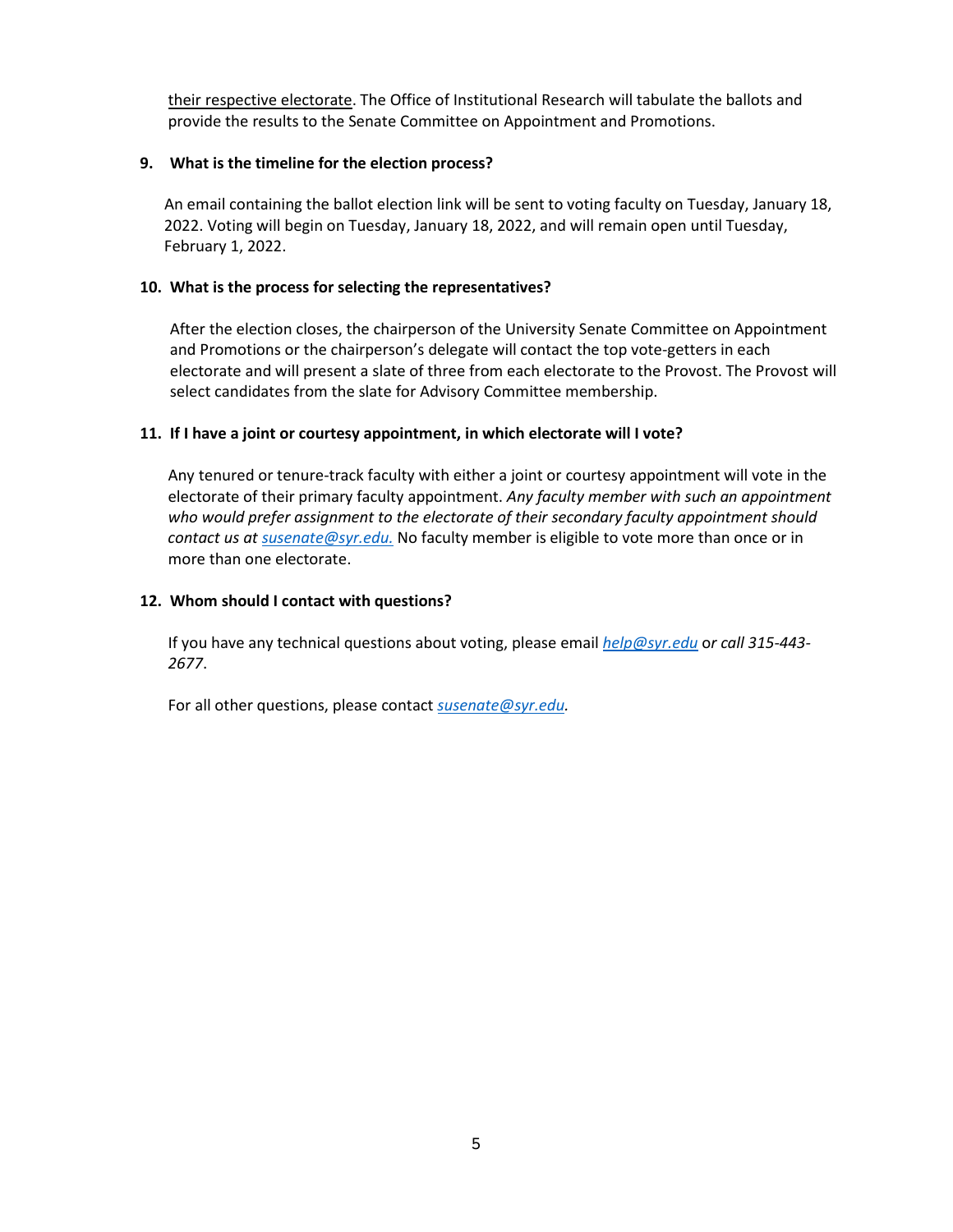their respective electorate. The Office of Institutional Research will tabulate the ballots and provide the results to the Senate Committee on Appointment and Promotions.

**9. What is the timeline for the election process?**

An email containing the ballot election link will be sent to voting faculty on Tuesday, January 18, 2022. Voting will begin on Tuesday, January 18, 2022, and will remain open until Tuesday, February 1, 2022.

**10. What is the process for selecting the representatives?**

After the election closes, the chairperson of the University Senate Committee on Appointment and Promotions or the chairperson's delegate will contact the top vote-getters in each electorate and will present a slate of three from each electorate to the Provost. The Provost will select candidates from the slate for Advisory Committee membership.

**11. If I have a joint or courtesy appointment, in which electorate will I vote?**

Any tenured or tenure-track faculty with either a joint or courtesy appointment will vote in the electorate of their primary faculty appointment. *Any faculty member with such an appointment who would prefer assignment to the electorate of their secondary faculty appointment should contact us at susenate@syr.edu.* No faculty member is eligible to vote more than once or in more than one electorate.

**12. Whom should I contact with questions?**

If you have any technical questions about voting, please email *help@syr.edu* or *call 315-443-2677*.

For all other questions, please contact *susenate@syr.edu*.